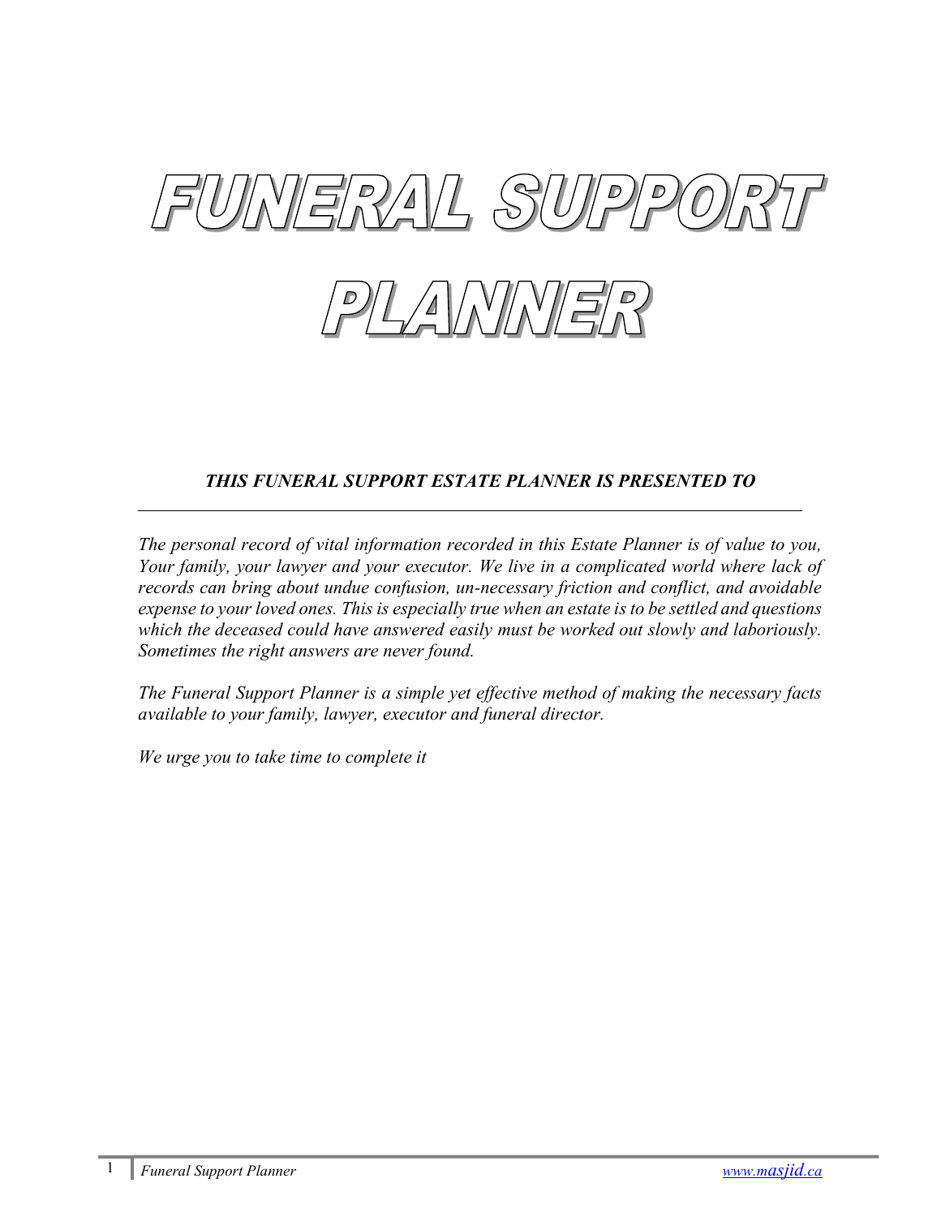# FUNERAL SUPPORT PLANNER

***THIS FUNERAL SUPPORT ESTATE PLANNER IS PRESENTED TO***

\_\_\_\_\_\_\_\_\_\_\_\_\_\_\_\_\_\_\_\_\_\_\_\_\_\_\_\_\_\_\_\_\_\_\_\_\_\_\_\_\_\_\_\_\_\_\_\_\_\_\_\_\_\_\_\_\_\_\_\_\_\_\_\_

*The personal record of vital information recorded in this Estate Planner is of value to you, Your family, your lawyer and your executor. We live in a complicated world where lack of records can bring about undue confusion, un-necessary friction and conflict, and avoidable expense to your loved ones. This is especially true when an estate is to be settled and questions which the deceased could have answered easily must be worked out slowly and laboriously. Sometimes the right answers are never found.*

*The Funeral Support Planner is a simple yet effective method of making the necessary facts available to your family, lawyer, executor and funeral director.*

*We urge you to take time to complete it*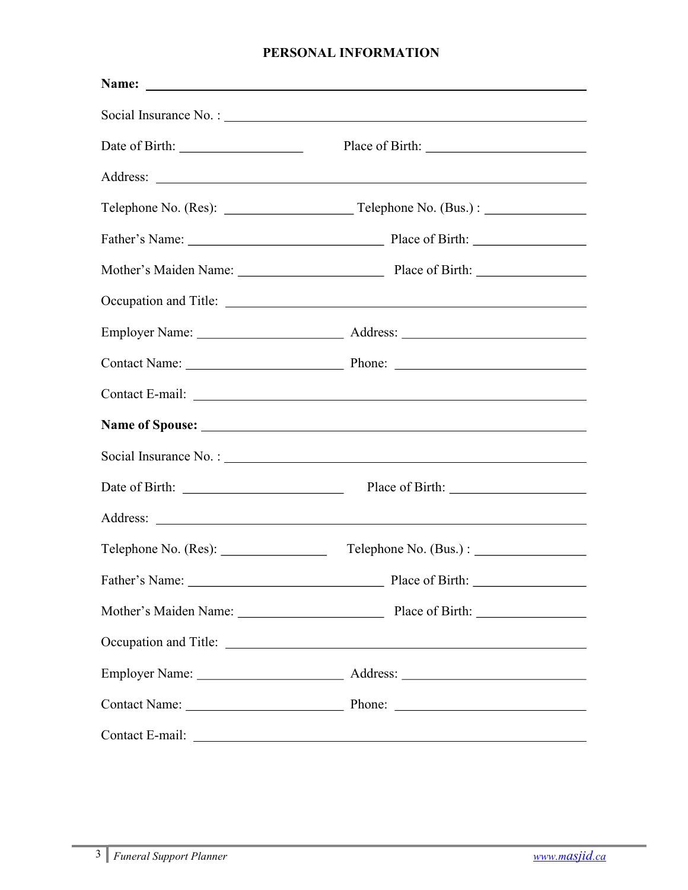## PERSONAL INFORMATION

**Name:** ______________________________________________

Social Insurance No. : ______________________________________

Date of Birth: ________________ Place of Birth: ____________________

Address: ______________________________________________

Telephone No. (Res): ________________ Telephone No. (Bus.) : ______________

Father's Name: __________________________ Place of Birth: ______________

Mother's Maiden Name: ____________________ Place of Birth: ______________

Occupation and Title: ______________________________________

Employer Name: ____________________ Address: ________________________

Contact Name: ______________________ Phone: __________________________

Contact E-mail: ____________________________________________

**Name of Spouse:** __________________________________________

Social Insurance No. : ______________________________________

Date of Birth: ______________________ Place of Birth: __________________

Address: ______________________________________________

Telephone No. (Res): ______________ Telephone No. (Bus.) : ______________

Father's Name: __________________________ Place of Birth: ______________

Mother's Maiden Name: ____________________ Place of Birth: ______________

Occupation and Title: ______________________________________

Employer Name: ____________________ Address: ________________________

Contact Name: ______________________ Phone: __________________________

Contact E-mail: ____________________________________________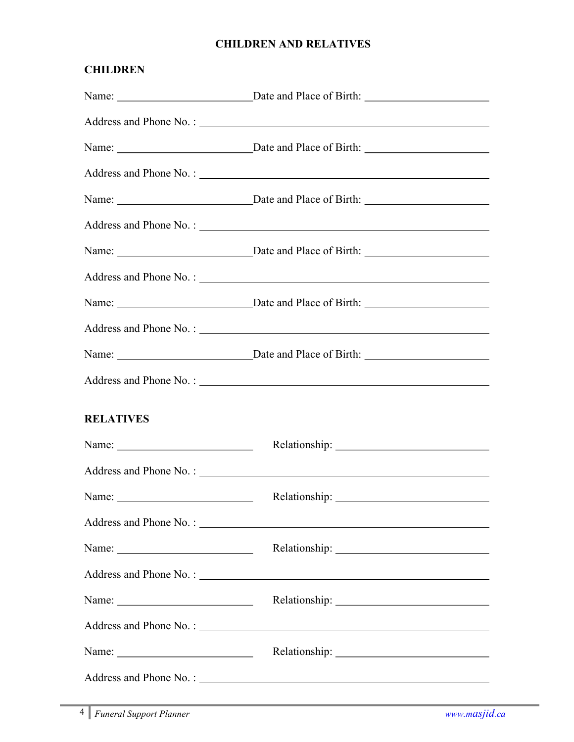# CHILDREN AND RELATIVES

## CHILDREN

Name: ________________________ Date and Place of Birth: ______________________

Address and Phone No. : ____________________________________________________

Name: ________________________ Date and Place of Birth: ______________________

Address and Phone No. : ____________________________________________________

Name: ________________________ Date and Place of Birth: ______________________

Address and Phone No. : ____________________________________________________

Name: ________________________ Date and Place of Birth: ______________________

Address and Phone No. : ____________________________________________________

Name: ________________________ Date and Place of Birth: ______________________

Address and Phone No. : ____________________________________________________

Name: ________________________ Date and Place of Birth: ______________________

Address and Phone No. : ____________________________________________________

## RELATIVES

Name: ________________________ Relationship: ___________________________

Address and Phone No. : ____________________________________________________

Name: ________________________ Relationship: ___________________________

Address and Phone No. : ____________________________________________________

Name: ________________________ Relationship: ___________________________

Address and Phone No. : ____________________________________________________

Name: ________________________ Relationship: ___________________________

Address and Phone No. : ____________________________________________________

Name: ________________________ Relationship: ___________________________

Address and Phone No. : ____________________________________________________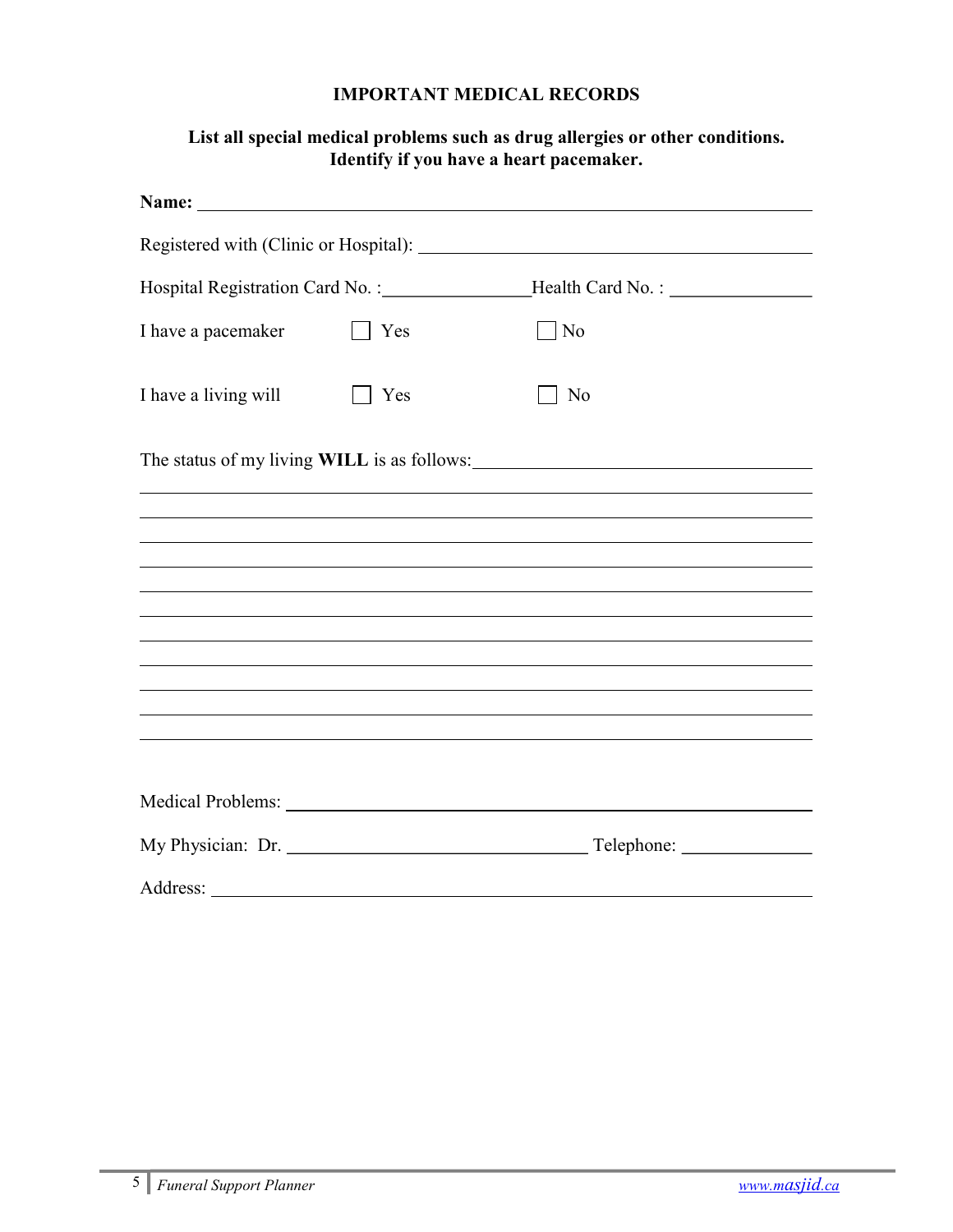## IMPORTANT MEDICAL RECORDS

**List all special medical problems such as drug allergies or other conditions.**
**Identify if you have a heart pacemaker.**

**Name:** ____________________________________________

Registered with (Clinic or Hospital): ____________________________

Hospital Registration Card No. :_______________Health Card No. : _______________

I have a pacemaker ☐ Yes ☐ No

I have a living will ☐ Yes ☐ No

The status of my living **WILL** is as follows:_________________________________

____________________________________________________________

____________________________________________________________

____________________________________________________________

____________________________________________________________

____________________________________________________________

____________________________________________________________

____________________________________________________________

____________________________________________________________

____________________________________________________________

____________________________________________________________

____________________________________________________________

Medical Problems: ____________________________________________

My Physician: Dr. ______________________________ Telephone: _______________

Address: ____________________________________________________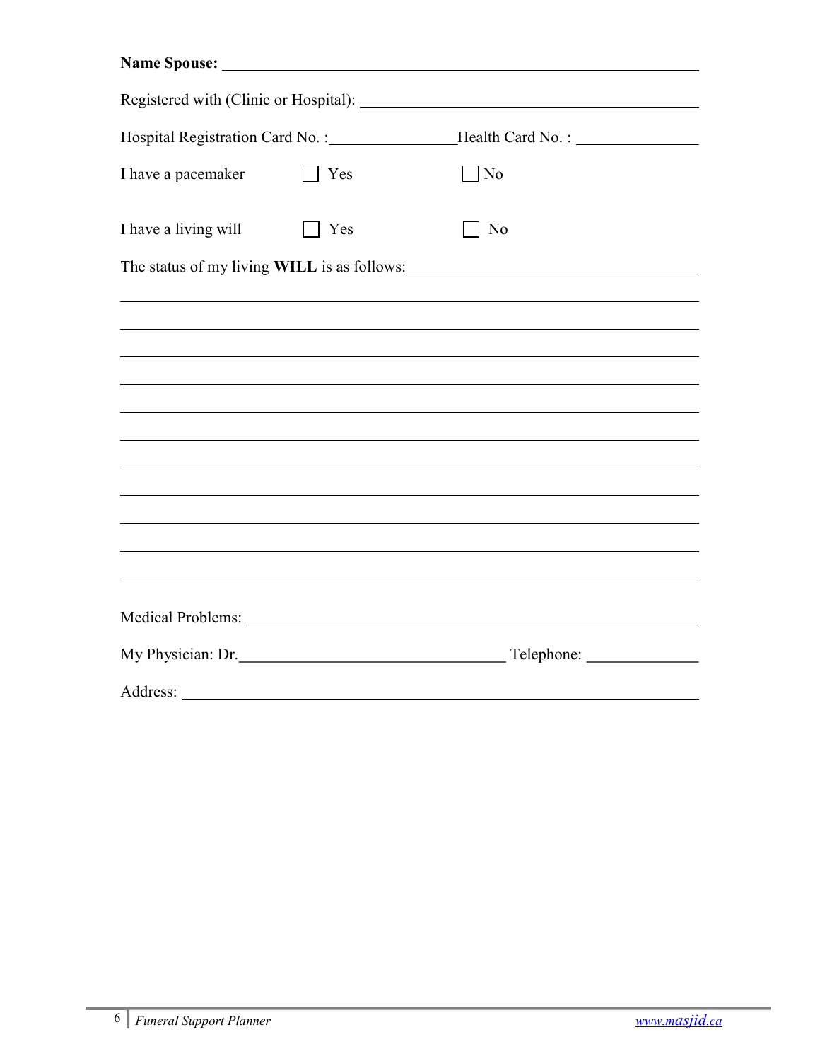**Name Spouse:** ____________________________________________

Registered with (Clinic or Hospital): ______________________________

Hospital Registration Card No. :________________Health Card No. : _______________

I have a pacemaker ☐ Yes ☐ No

I have a living will ☐ Yes ☐ No

The status of my living **WILL** is as follows:______________________________

______________________________________________________________

______________________________________________________________

______________________________________________________________

______________________________________________________________

______________________________________________________________

______________________________________________________________

______________________________________________________________

______________________________________________________________

______________________________________________________________

______________________________________________________________

______________________________________________________________

Medical Problems: ____________________________________________

My Physician: Dr.__________________________________ Telephone: ______________

Address: ______________________________________________________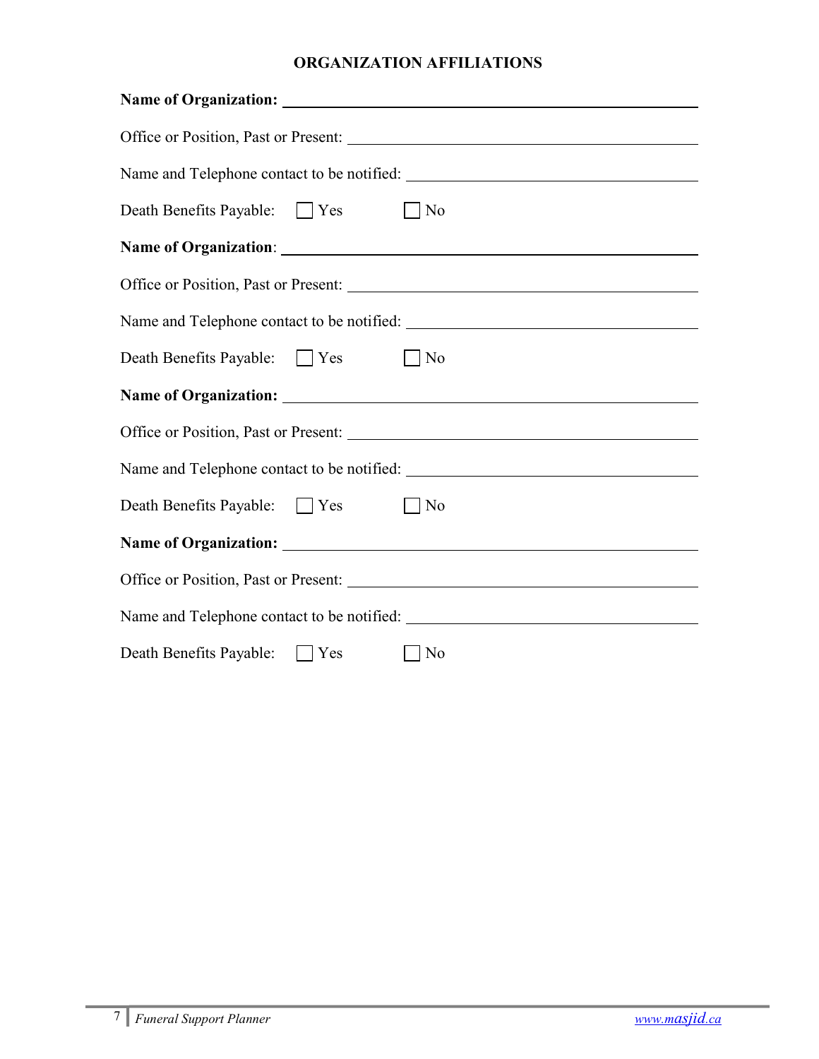## ORGANIZATION AFFILIATIONS

**Name of Organization:** ______________________________________________

Office or Position, Past or Present: ______________________________________

Name and Telephone contact to be notified: _________________________________

Death Benefits Payable: ☐ Yes ☐ No

**Name of Organization**: ______________________________________________

Office or Position, Past or Present: ______________________________________

Name and Telephone contact to be notified: _________________________________

Death Benefits Payable: ☐ Yes ☐ No

**Name of Organization:** ______________________________________________

Office or Position, Past or Present: ______________________________________

Name and Telephone contact to be notified: _________________________________

Death Benefits Payable: ☐ Yes ☐ No

**Name of Organization:** ______________________________________________

Office or Position, Past or Present: ______________________________________

Name and Telephone contact to be notified: _________________________________

Death Benefits Payable: ☐ Yes ☐ No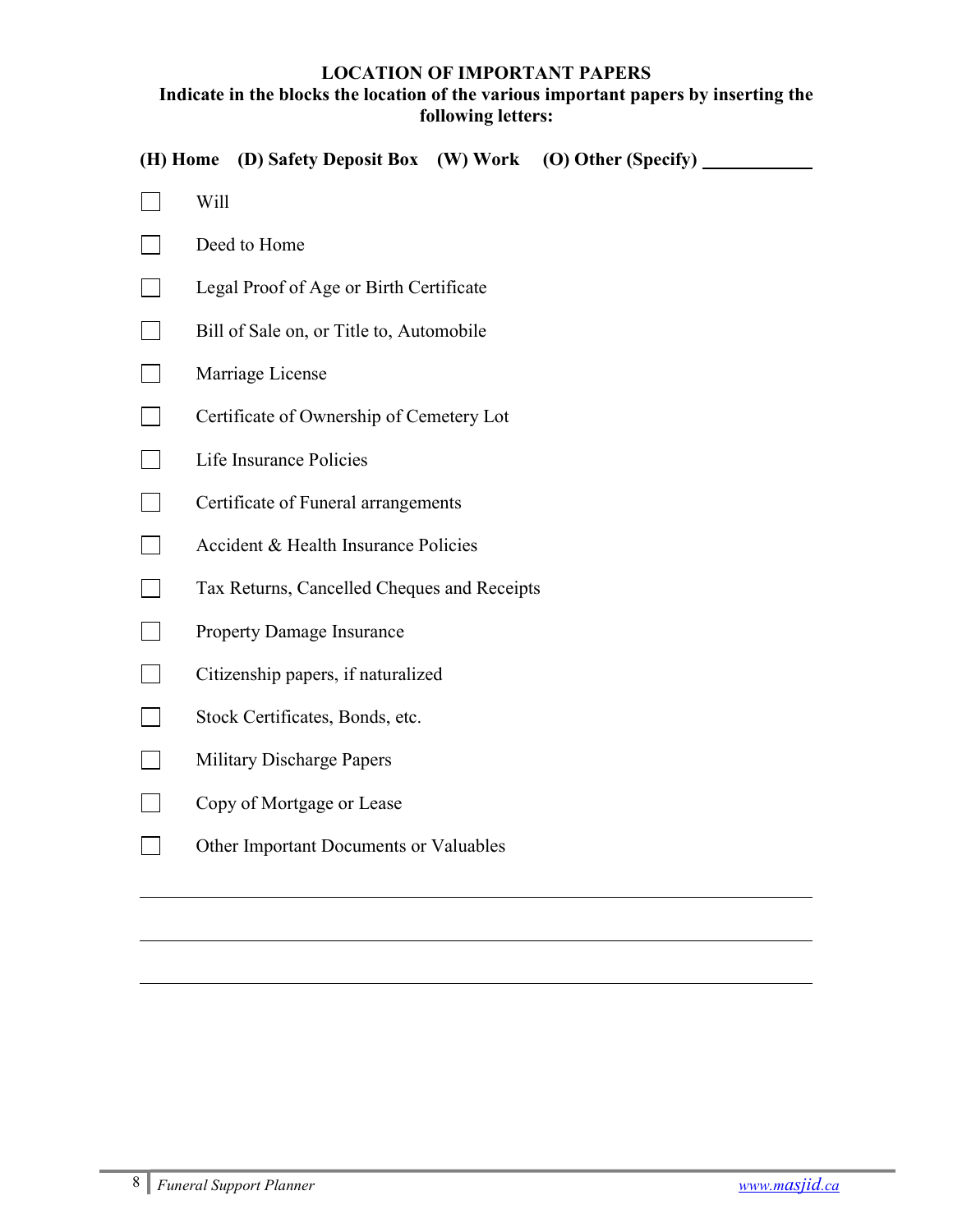## LOCATION OF IMPORTANT PAPERS

**Indicate in the blocks the location of the various important papers by inserting the following letters:**

**(H) Home (D) Safety Deposit Box (W) Work (O) Other (Specify)** ____________

- [ ] Will
- [ ] Deed to Home
- [ ] Legal Proof of Age or Birth Certificate
- [ ] Bill of Sale on, or Title to, Automobile
- [ ] Marriage License
- [ ] Certificate of Ownership of Cemetery Lot
- [ ] Life Insurance Policies
- [ ] Certificate of Funeral arrangements
- [ ] Accident & Health Insurance Policies
- [ ] Tax Returns, Cancelled Cheques and Receipts
- [ ] Property Damage Insurance
- [ ] Citizenship papers, if naturalized
- [ ] Stock Certificates, Bonds, etc.
- [ ] Military Discharge Papers
- [ ] Copy of Mortgage or Lease
- [ ] Other Important Documents or Valuables

______________________________________________

______________________________________________

______________________________________________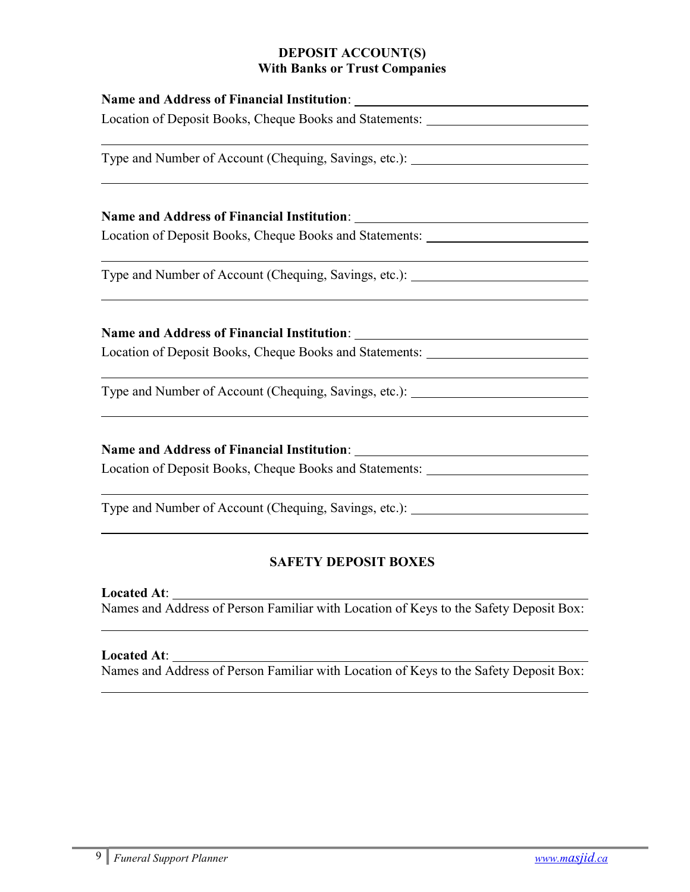## DEPOSIT ACCOUNT(S)
### With Banks or Trust Companies

**Name and Address of Financial Institution**: ______________________________

Location of Deposit Books, Cheque Books and Statements: ______________________________

______________________________

Type and Number of Account (Chequing, Savings, etc.): ______________________________

______________________________

**Name and Address of Financial Institution**: ______________________________

Location of Deposit Books, Cheque Books and Statements: ______________________________

______________________________

Type and Number of Account (Chequing, Savings, etc.): ______________________________

______________________________

**Name and Address of Financial Institution**: ______________________________

Location of Deposit Books, Cheque Books and Statements: ______________________________

______________________________

Type and Number of Account (Chequing, Savings, etc.): ______________________________

______________________________

**Name and Address of Financial Institution**: ______________________________

Location of Deposit Books, Cheque Books and Statements: ______________________________

______________________________

Type and Number of Account (Chequing, Savings, etc.): ______________________________

______________________________

## SAFETY DEPOSIT BOXES

**Located At**: ______________________________

Names and Address of Person Familiar with Location of Keys to the Safety Deposit Box:

______________________________

**Located At**: ______________________________

Names and Address of Person Familiar with Location of Keys to the Safety Deposit Box:

______________________________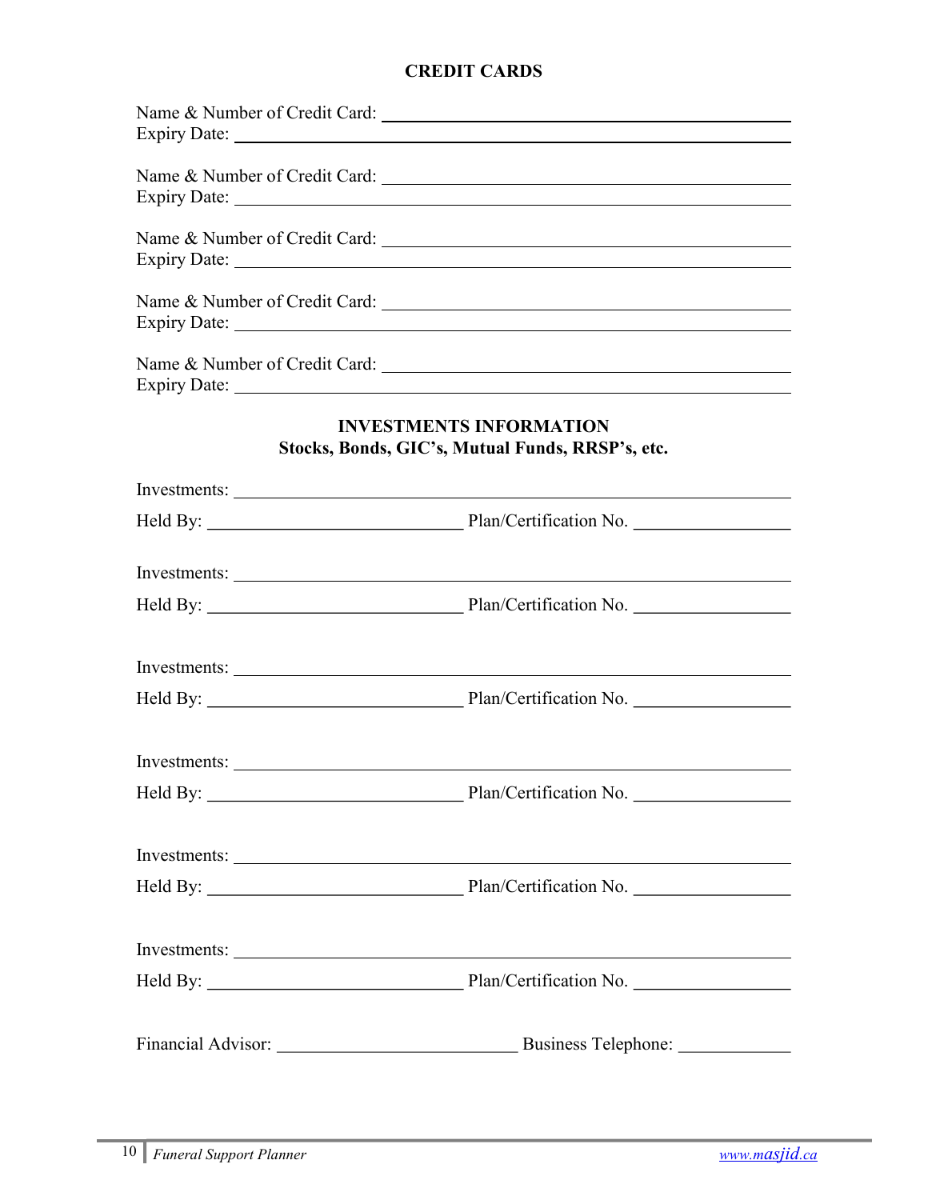## CREDIT CARDS

Name & Number of Credit Card: ______________________________________
Expiry Date: ______________________________________________

Name & Number of Credit Card: ______________________________________
Expiry Date: ______________________________________________

Name & Number of Credit Card: ______________________________________
Expiry Date: ______________________________________________

Name & Number of Credit Card: ______________________________________
Expiry Date: ______________________________________________

Name & Number of Credit Card: ______________________________________
Expiry Date: ______________________________________________

## INVESTMENTS INFORMATION

**Stocks, Bonds, GIC's, Mutual Funds, RRSP's, etc.**

Investments: ______________________________________________

Held By: ____________________________ Plan/Certification No. _________________

Investments: ______________________________________________

Held By: ____________________________ Plan/Certification No. _________________

Investments: ______________________________________________

Held By: ____________________________ Plan/Certification No. _________________

Investments: ______________________________________________

Held By: ____________________________ Plan/Certification No. _________________

Investments: ______________________________________________

Held By: ____________________________ Plan/Certification No. _________________

Investments: ______________________________________________

Held By: ____________________________ Plan/Certification No. _________________

Financial Advisor: __________________________ Business Telephone: ____________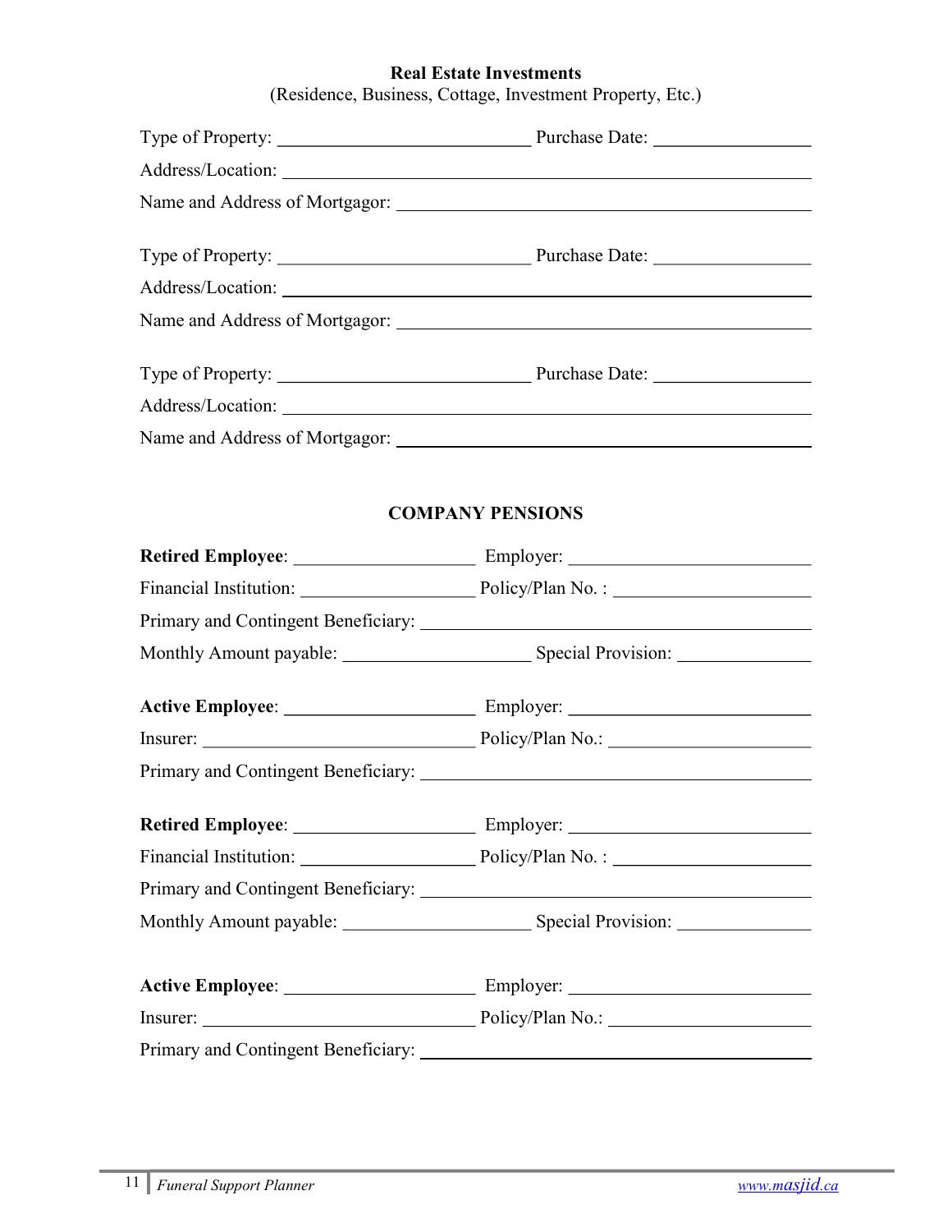## Real Estate Investments

(Residence, Business, Cottage, Investment Property, Etc.)

Type of Property: ____________________________ Purchase Date: _________________

Address/Location: ______________________________________________________________

Name and Address of Mortgagor: ___________________________________________________

Type of Property: ____________________________ Purchase Date: _________________

Address/Location: ______________________________________________________________

Name and Address of Mortgagor: ___________________________________________________

Type of Property: ____________________________ Purchase Date: _________________

Address/Location: ______________________________________________________________

Name and Address of Mortgagor: ___________________________________________________

## COMPANY PENSIONS

**Retired Employee**: ____________________ Employer: ___________________________

Financial Institution: ___________________ Policy/Plan No. : ______________________

Primary and Contingent Beneficiary: ________________________________________________

Monthly Amount payable: ____________________ Special Provision: _______________

**Active Employee**: ______________________ Employer: ___________________________

Insurer: ______________________________ Policy/Plan No.: ______________________

Primary and Contingent Beneficiary: ________________________________________________

**Retired Employee**: ____________________ Employer: ___________________________

Financial Institution: ___________________ Policy/Plan No. : ______________________

Primary and Contingent Beneficiary: ________________________________________________

Monthly Amount payable: ____________________ Special Provision: _______________

**Active Employee**: ______________________ Employer: ___________________________

Insurer: ______________________________ Policy/Plan No.: ______________________

Primary and Contingent Beneficiary: ________________________________________________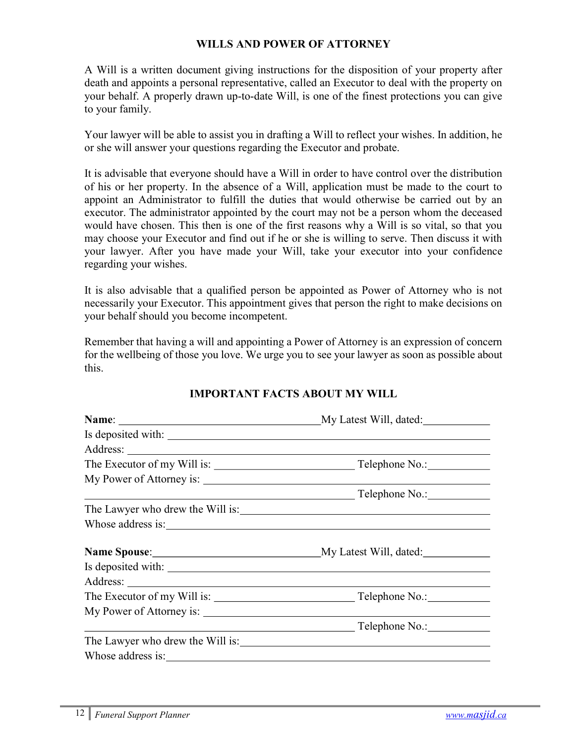## WILLS AND POWER OF ATTORNEY

A Will is a written document giving instructions for the disposition of your property after death and appoints a personal representative, called an Executor to deal with the property on your behalf. A properly drawn up-to-date Will, is one of the finest protections you can give to your family.

Your lawyer will be able to assist you in drafting a Will to reflect your wishes. In addition, he or she will answer your questions regarding the Executor and probate.

It is advisable that everyone should have a Will in order to have control over the distribution of his or her property. In the absence of a Will, application must be made to the court to appoint an Administrator to fulfill the duties that would otherwise be carried out by an executor. The administrator appointed by the court may not be a person whom the deceased would have chosen. This then is one of the first reasons why a Will is so vital, so that you may choose your Executor and find out if he or she is willing to serve. Then discuss it with your lawyer. After you have made your Will, take your executor into your confidence regarding your wishes.

It is also advisable that a qualified person be appointed as Power of Attorney who is not necessarily your Executor. This appointment gives that person the right to make decisions on your behalf should you become incompetent.

Remember that having a will and appointing a Power of Attorney is an expression of concern for the wellbeing of those you love. We urge you to see your lawyer as soon as possible about this.

## IMPORTANT FACTS ABOUT MY WILL

**Name**: ____________________________ My Latest Will, dated: __________

Is deposited with: ______________________________________________

Address: ______________________________________________________

The Executor of my Will is: ____________________ Telephone No.: __________

My Power of Attorney is: _______________________________________

______________________________________ Telephone No.: __________

The Lawyer who drew the Will is: _________________________________

Whose address is: _______________________________________________

**Name Spouse**: _______________________ My Latest Will, dated: __________

Is deposited with: ______________________________________________

Address: ______________________________________________________

The Executor of my Will is: ____________________ Telephone No.: __________

My Power of Attorney is: _______________________________________

______________________________________ Telephone No.: __________

The Lawyer who drew the Will is: _________________________________

Whose address is: _______________________________________________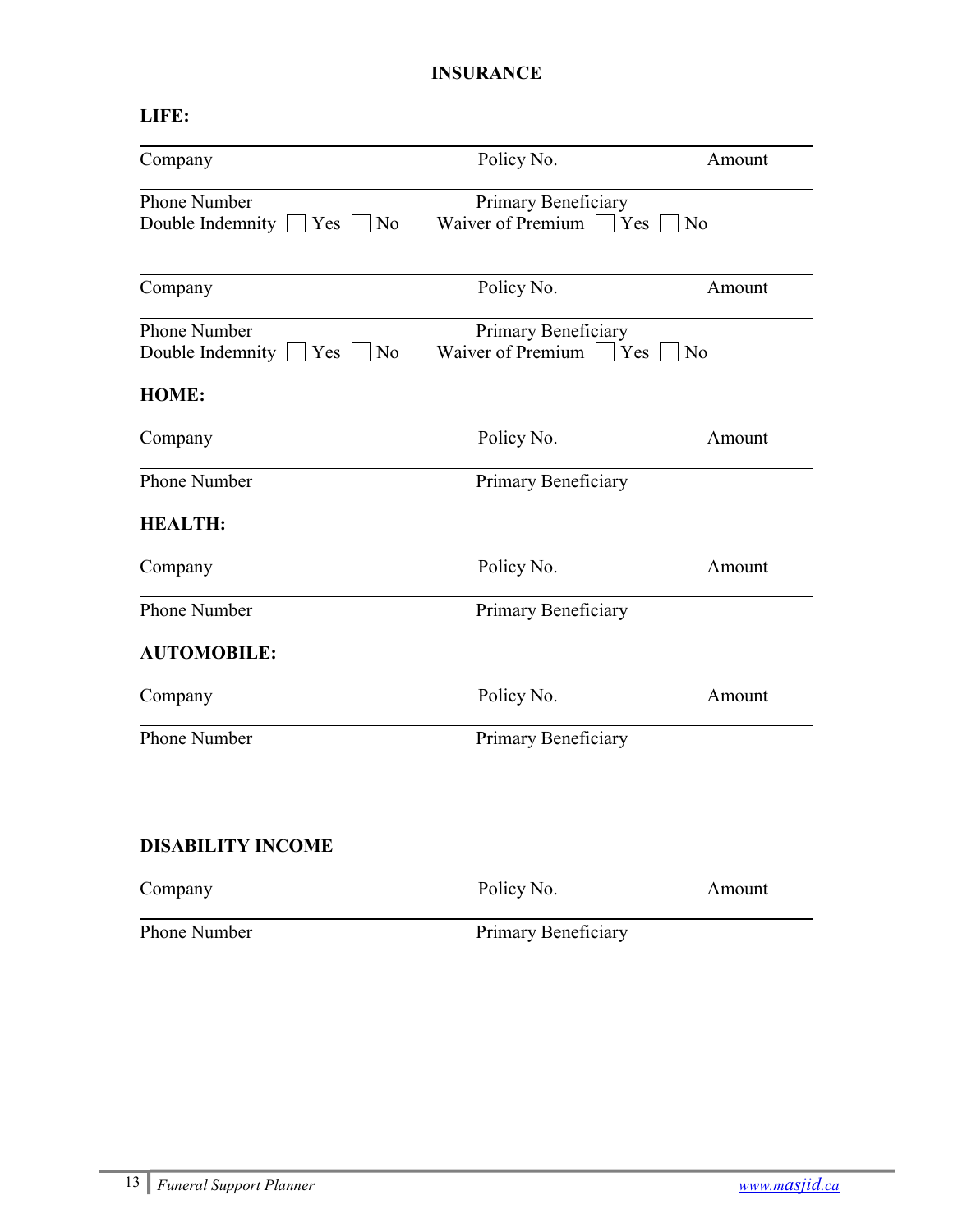# INSURANCE

**LIFE:**

| Company | Policy No. | Amount |
|---|---|---|
| Phone Number<br>Double Indemnity ☐ Yes ☐ No | Primary Beneficiary<br>Waiver of Premium ☐ Yes ☐ No | |

| Company | Policy No. | Amount |
|---|---|---|
| Phone Number<br>Double Indemnity ☐ Yes ☐ No | Primary Beneficiary<br>Waiver of Premium ☐ Yes ☐ No | |

**HOME:**

| Company | Policy No. | Amount |
|---|---|---|
| Phone Number | Primary Beneficiary | |

**HEALTH:**

| Company | Policy No. | Amount |
|---|---|---|
| Phone Number | Primary Beneficiary | |

**AUTOMOBILE:**

| Company | Policy No. | Amount |
|---|---|---|
| Phone Number | Primary Beneficiary | |

**DISABILITY INCOME**

| Company | Policy No. | Amount |
|---|---|---|
| Phone Number | Primary Beneficiary | |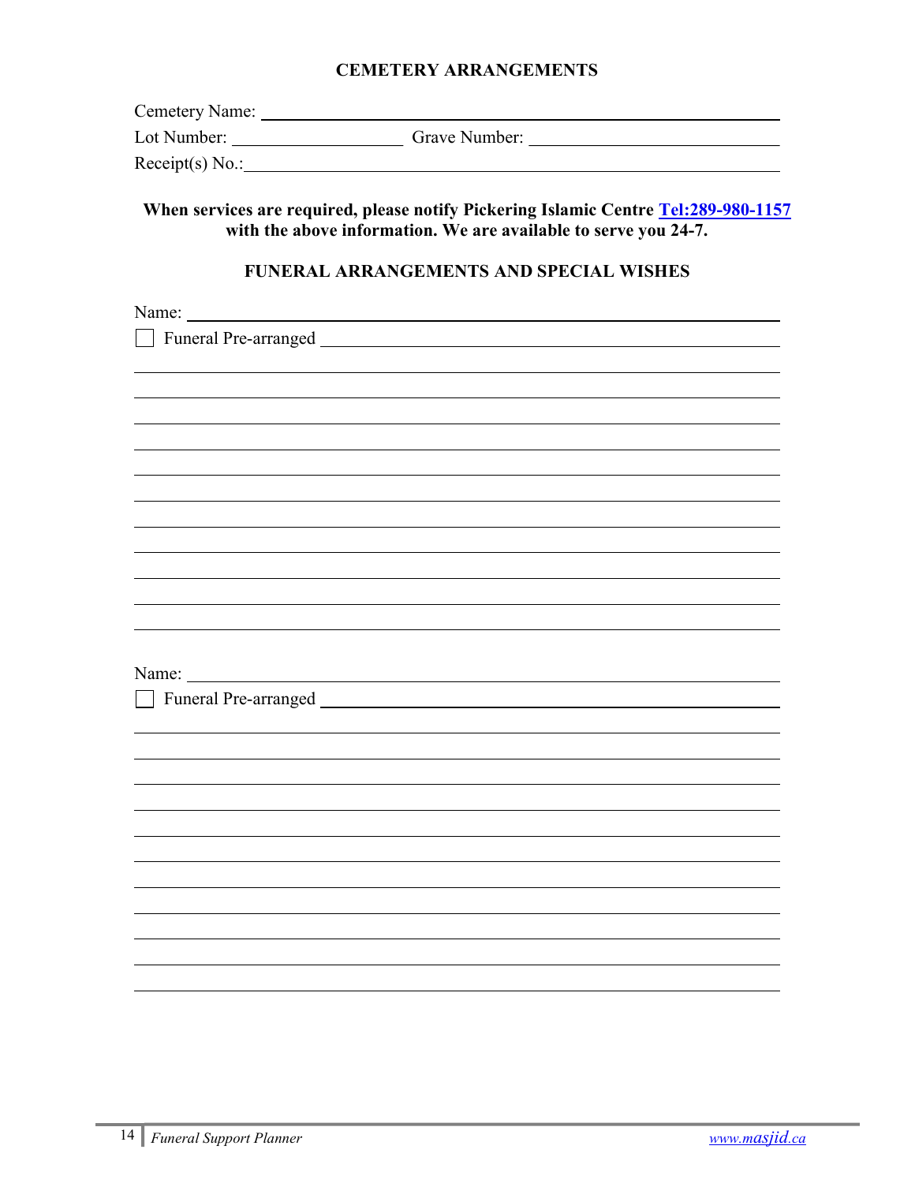## CEMETERY ARRANGEMENTS

Cemetery Name: ______________________________________________

Lot Number: ____________________ Grave Number: ____________________

Receipt(s) No.:______________________________________________

**When services are required, please notify Pickering Islamic Centre Tel:289-980-1157 with the above information. We are available to serve you 24-7.**

## FUNERAL ARRANGEMENTS AND SPECIAL WISHES

Name: ______________________________________________

☐ Funeral Pre-arranged ______________________________________________

______________________________________________

______________________________________________

______________________________________________

______________________________________________

______________________________________________

______________________________________________

______________________________________________

______________________________________________

______________________________________________

______________________________________________

Name: ______________________________________________

☐ Funeral Pre-arranged ______________________________________________

______________________________________________

______________________________________________

______________________________________________

______________________________________________

______________________________________________

______________________________________________

______________________________________________

______________________________________________

______________________________________________

______________________________________________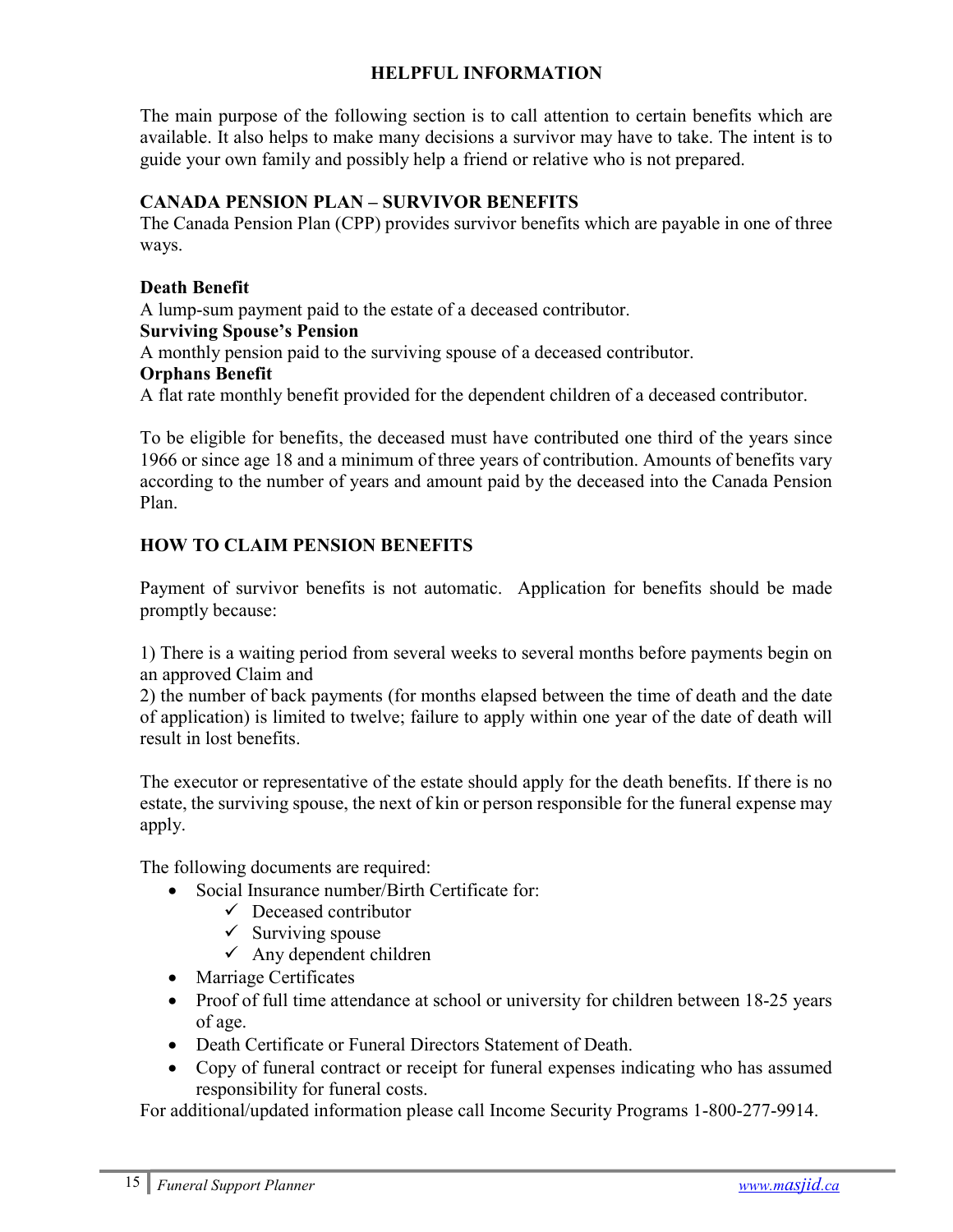## HELPFUL INFORMATION

The main purpose of the following section is to call attention to certain benefits which are available. It also helps to make many decisions a survivor may have to take. The intent is to guide your own family and possibly help a friend or relative who is not prepared.

### CANADA PENSION PLAN – SURVIVOR BENEFITS

The Canada Pension Plan (CPP) provides survivor benefits which are payable in one of three ways.

**Death Benefit**
A lump-sum payment paid to the estate of a deceased contributor.
**Surviving Spouse's Pension**
A monthly pension paid to the surviving spouse of a deceased contributor.
**Orphans Benefit**
A flat rate monthly benefit provided for the dependent children of a deceased contributor.

To be eligible for benefits, the deceased must have contributed one third of the years since 1966 or since age 18 and a minimum of three years of contribution. Amounts of benefits vary according to the number of years and amount paid by the deceased into the Canada Pension Plan.

### HOW TO CLAIM PENSION BENEFITS

Payment of survivor benefits is not automatic. Application for benefits should be made promptly because:

1) There is a waiting period from several weeks to several months before payments begin on an approved Claim and
2) the number of back payments (for months elapsed between the time of death and the date of application) is limited to twelve; failure to apply within one year of the date of death will result in lost benefits.

The executor or representative of the estate should apply for the death benefits. If there is no estate, the surviving spouse, the next of kin or person responsible for the funeral expense may apply.

The following documents are required:

- Social Insurance number/Birth Certificate for:
  - ✓ Deceased contributor
  - ✓ Surviving spouse
  - ✓ Any dependent children
- Marriage Certificates
- Proof of full time attendance at school or university for children between 18-25 years of age.
- Death Certificate or Funeral Directors Statement of Death.
- Copy of funeral contract or receipt for funeral expenses indicating who has assumed responsibility for funeral costs.

For additional/updated information please call Income Security Programs 1-800-277-9914.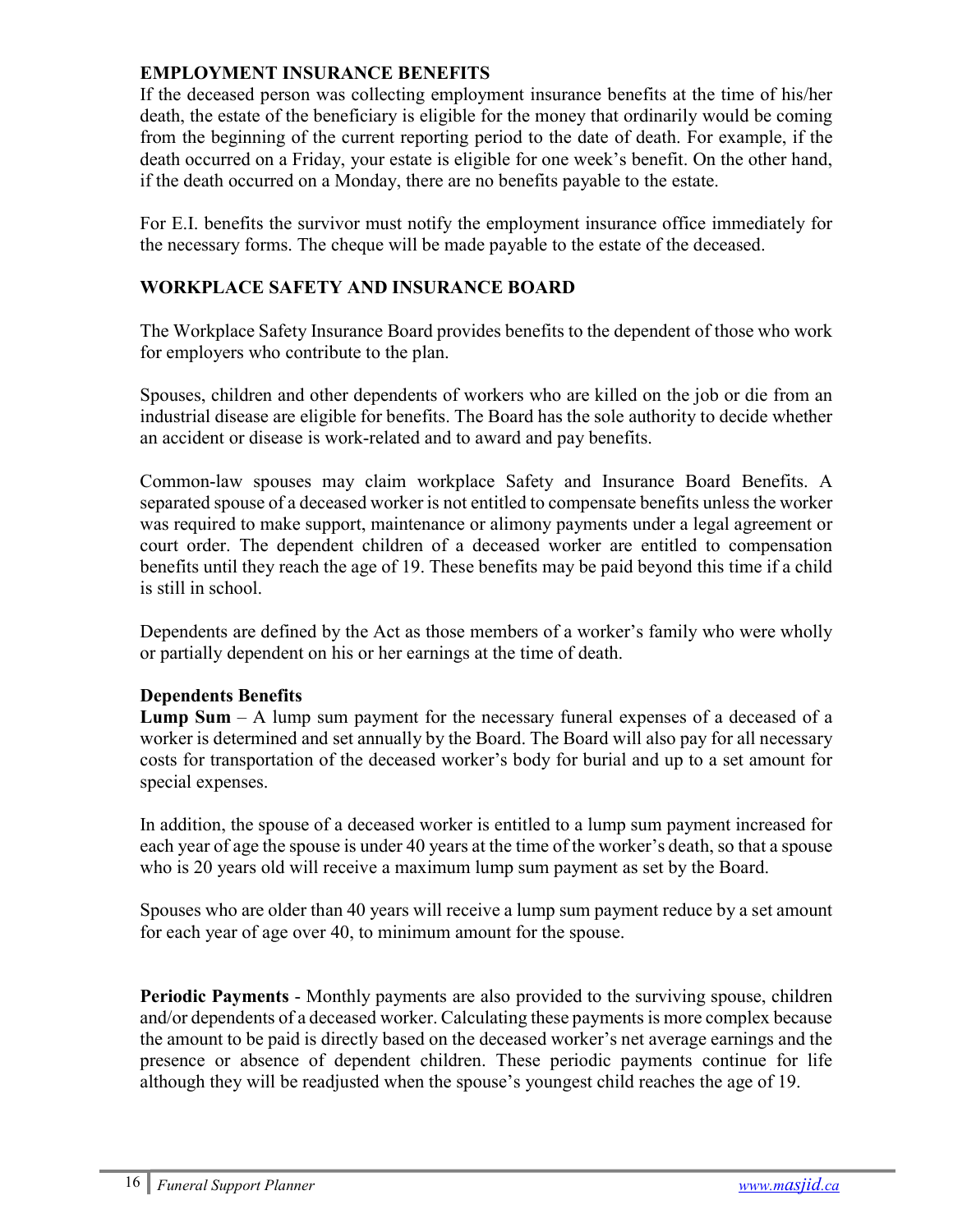**EMPLOYMENT INSURANCE BENEFITS**

If the deceased person was collecting employment insurance benefits at the time of his/her death, the estate of the beneficiary is eligible for the money that ordinarily would be coming from the beginning of the current reporting period to the date of death. For example, if the death occurred on a Friday, your estate is eligible for one week's benefit. On the other hand, if the death occurred on a Monday, there are no benefits payable to the estate.

For E.I. benefits the survivor must notify the employment insurance office immediately for the necessary forms. The cheque will be made payable to the estate of the deceased.

**WORKPLACE SAFETY AND INSURANCE BOARD**

The Workplace Safety Insurance Board provides benefits to the dependent of those who work for employers who contribute to the plan.

Spouses, children and other dependents of workers who are killed on the job or die from an industrial disease are eligible for benefits. The Board has the sole authority to decide whether an accident or disease is work-related and to award and pay benefits.

Common-law spouses may claim workplace Safety and Insurance Board Benefits. A separated spouse of a deceased worker is not entitled to compensate benefits unless the worker was required to make support, maintenance or alimony payments under a legal agreement or court order. The dependent children of a deceased worker are entitled to compensation benefits until they reach the age of 19. These benefits may be paid beyond this time if a child is still in school.

Dependents are defined by the Act as those members of a worker's family who were wholly or partially dependent on his or her earnings at the time of death.

**Dependents Benefits**

**Lump Sum** – A lump sum payment for the necessary funeral expenses of a deceased of a worker is determined and set annually by the Board. The Board will also pay for all necessary costs for transportation of the deceased worker's body for burial and up to a set amount for special expenses.

In addition, the spouse of a deceased worker is entitled to a lump sum payment increased for each year of age the spouse is under 40 years at the time of the worker's death, so that a spouse who is 20 years old will receive a maximum lump sum payment as set by the Board.

Spouses who are older than 40 years will receive a lump sum payment reduce by a set amount for each year of age over 40, to minimum amount for the spouse.

**Periodic Payments** - Monthly payments are also provided to the surviving spouse, children and/or dependents of a deceased worker. Calculating these payments is more complex because the amount to be paid is directly based on the deceased worker's net average earnings and the presence or absence of dependent children. These periodic payments continue for life although they will be readjusted when the spouse's youngest child reaches the age of 19.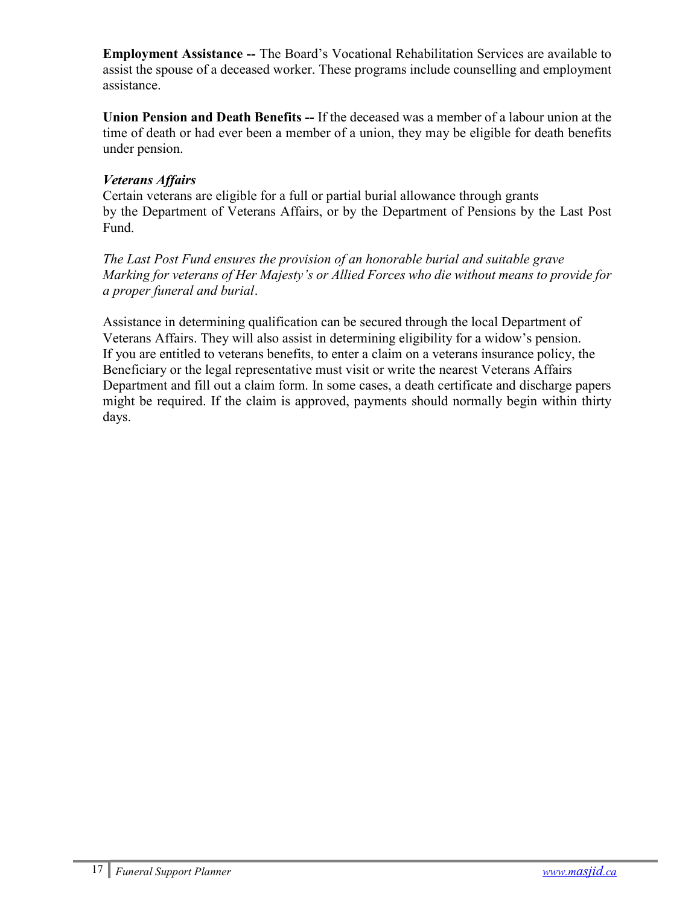**Employment Assistance --** The Board's Vocational Rehabilitation Services are available to assist the spouse of a deceased worker. These programs include counselling and employment assistance.

**Union Pension and Death Benefits --** If the deceased was a member of a labour union at the time of death or had ever been a member of a union, they may be eligible for death benefits under pension.

***Veterans Affairs***

Certain veterans are eligible for a full or partial burial allowance through grants by the Department of Veterans Affairs, or by the Department of Pensions by the Last Post Fund.

*The Last Post Fund ensures the provision of an honorable burial and suitable grave Marking for veterans of Her Majesty's or Allied Forces who die without means to provide for a proper funeral and burial*.

Assistance in determining qualification can be secured through the local Department of Veterans Affairs. They will also assist in determining eligibility for a widow's pension. If you are entitled to veterans benefits, to enter a claim on a veterans insurance policy, the Beneficiary or the legal representative must visit or write the nearest Veterans Affairs Department and fill out a claim form. In some cases, a death certificate and discharge papers might be required. If the claim is approved, payments should normally begin within thirty days.